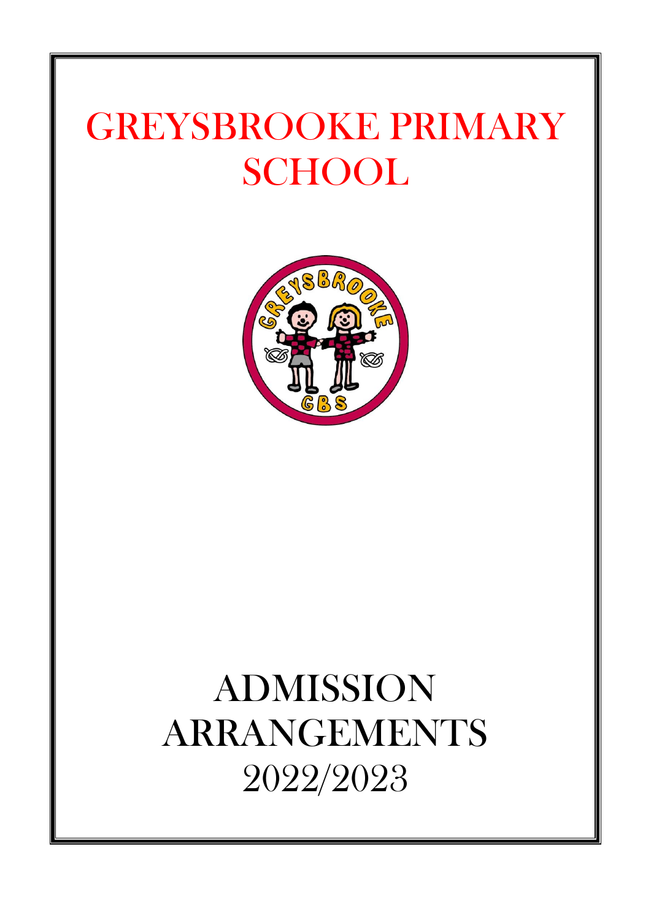# GREYSBROOKE PRIMARY SCHOOL

# ADMISSION ARRANGEMENTS 2022/2023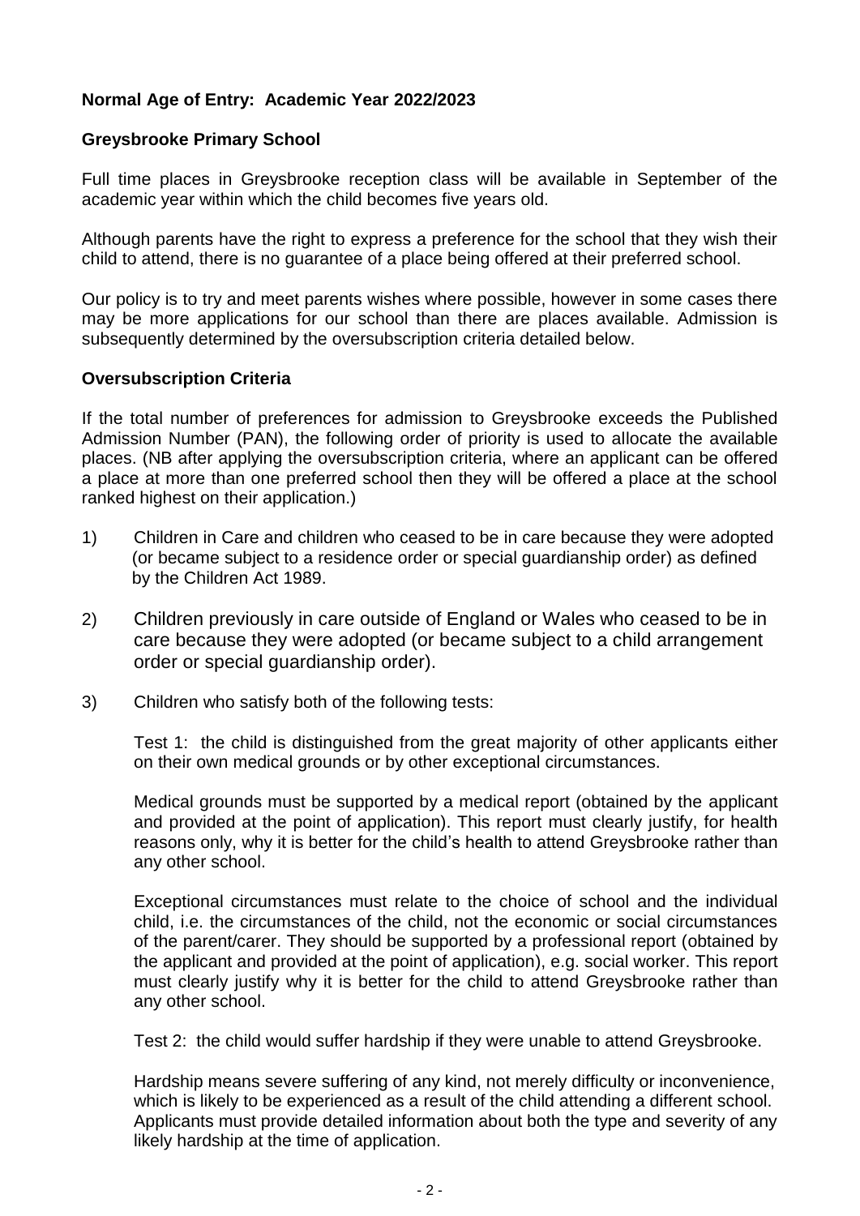**Normal Age of Entry: Academic Year 2022/2023**

**Greysbrooke Primary School**

Full time places in Greysbrooke reception class will be available in September of the academic year within which the child becomes five years old.

Although parents have the right to express a preference for the school that they wish their child to attend, there is no guarantee of a place being offered at their preferred school.

Our policy is to try and meet parents wishes where possible, however in some cases there may be more applications for our school than there are places available. Admission is subsequently determined by the oversubscription criteria detailed below.

**Oversubscription Criteria**

If the total number of preferences for admission to Greysbrooke exceeds the Published Admission Number (PAN), the following order of priority is used to allocate the available places. (NB after applying the oversubscription criteria, where an applicant can be offered a place at more than one preferred school then they will be offered a place at the school ranked highest on their application.)

1) Children in Care and children who ceased to be in care because they were adopted (or became subject to a residence order or special guardianship order) as defined by the Children Act 1989.

2) Children previously in care outside of England or Wales who ceased to be in care because they were adopted (or became subject to a child arrangement order or special guardianship order).

3) Children who satisfy both of the following tests:

   Test 1: the child is distinguished from the great majority of other applicants either on their own medical grounds or by other exceptional circumstances.

   Medical grounds must be supported by a medical report (obtained by the applicant and provided at the point of application). This report must clearly justify, for health reasons only, why it is better for the child's health to attend Greysbrooke rather than any other school.

   Exceptional circumstances must relate to the choice of school and the individual child, i.e. the circumstances of the child, not the economic or social circumstances of the parent/carer. They should be supported by a professional report (obtained by the applicant and provided at the point of application), e.g. social worker. This report must clearly justify why it is better for the child to attend Greysbrooke rather than any other school.

   Test 2: the child would suffer hardship if they were unable to attend Greysbrooke.

   Hardship means severe suffering of any kind, not merely difficulty or inconvenience, which is likely to be experienced as a result of the child attending a different school. Applicants must provide detailed information about both the type and severity of any likely hardship at the time of application.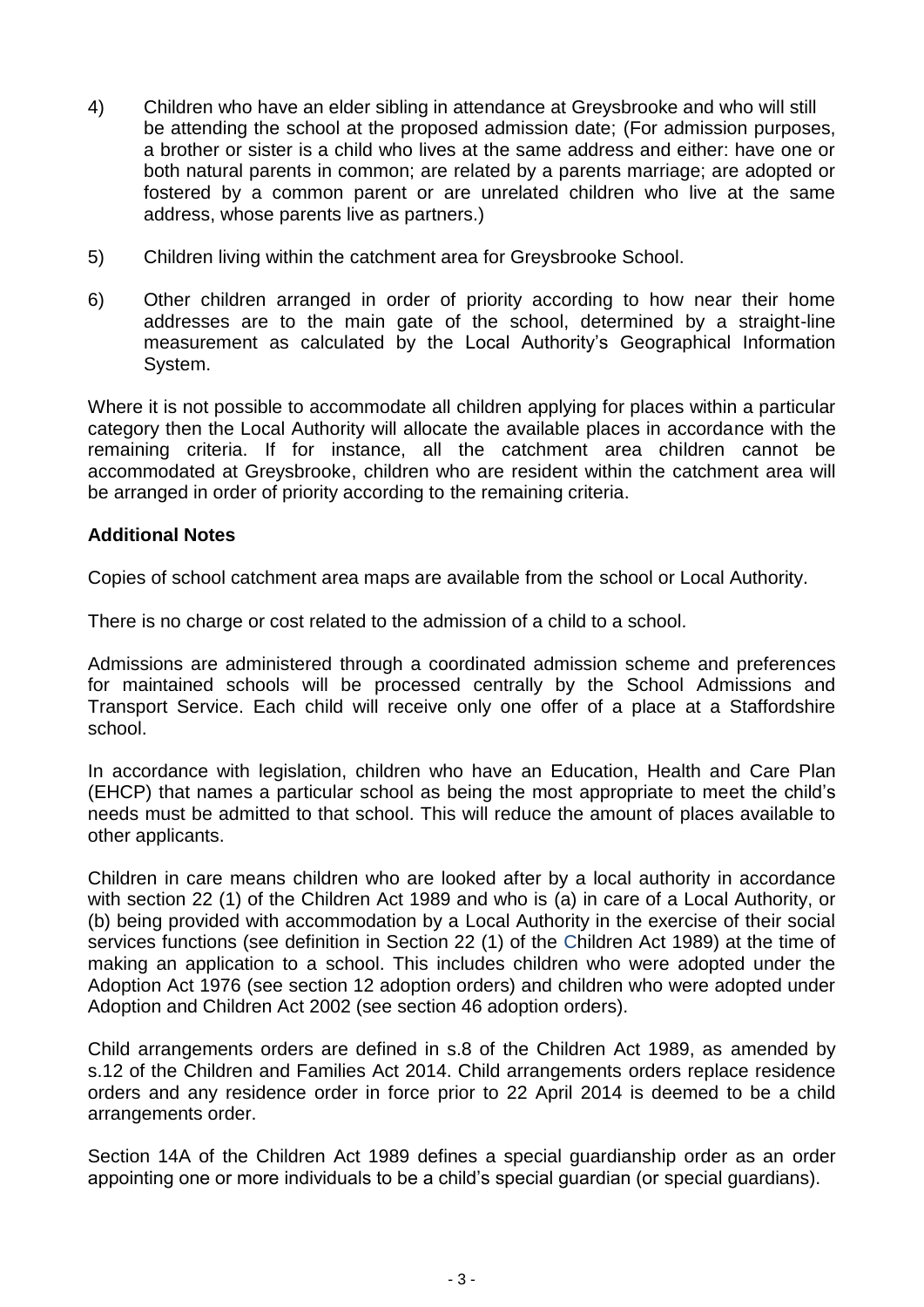4) Children who have an elder sibling in attendance at Greysbrooke and who will still be attending the school at the proposed admission date; (For admission purposes, a brother or sister is a child who lives at the same address and either: have one or both natural parents in common; are related by a parents marriage; are adopted or fostered by a common parent or are unrelated children who live at the same address, whose parents live as partners.)

5) Children living within the catchment area for Greysbrooke School.

6) Other children arranged in order of priority according to how near their home addresses are to the main gate of the school, determined by a straight-line measurement as calculated by the Local Authority's Geographical Information System.

Where it is not possible to accommodate all children applying for places within a particular category then the Local Authority will allocate the available places in accordance with the remaining criteria. If for instance, all the catchment area children cannot be accommodated at Greysbrooke, children who are resident within the catchment area will be arranged in order of priority according to the remaining criteria.

**Additional Notes**

Copies of school catchment area maps are available from the school or Local Authority.

There is no charge or cost related to the admission of a child to a school.

Admissions are administered through a coordinated admission scheme and preferences for maintained schools will be processed centrally by the School Admissions and Transport Service. Each child will receive only one offer of a place at a Staffordshire school.

In accordance with legislation, children who have an Education, Health and Care Plan (EHCP) that names a particular school as being the most appropriate to meet the child's needs must be admitted to that school. This will reduce the amount of places available to other applicants.

Children in care means children who are looked after by a local authority in accordance with section 22 (1) of the Children Act 1989 and who is (a) in care of a Local Authority, or (b) being provided with accommodation by a Local Authority in the exercise of their social services functions (see definition in Section 22 (1) of the Children Act 1989) at the time of making an application to a school. This includes children who were adopted under the Adoption Act 1976 (see section 12 adoption orders) and children who were adopted under Adoption and Children Act 2002 (see section 46 adoption orders).

Child arrangements orders are defined in s.8 of the Children Act 1989, as amended by s.12 of the Children and Families Act 2014. Child arrangements orders replace residence orders and any residence order in force prior to 22 April 2014 is deemed to be a child arrangements order.

Section 14A of the Children Act 1989 defines a special guardianship order as an order appointing one or more individuals to be a child's special guardian (or special guardians).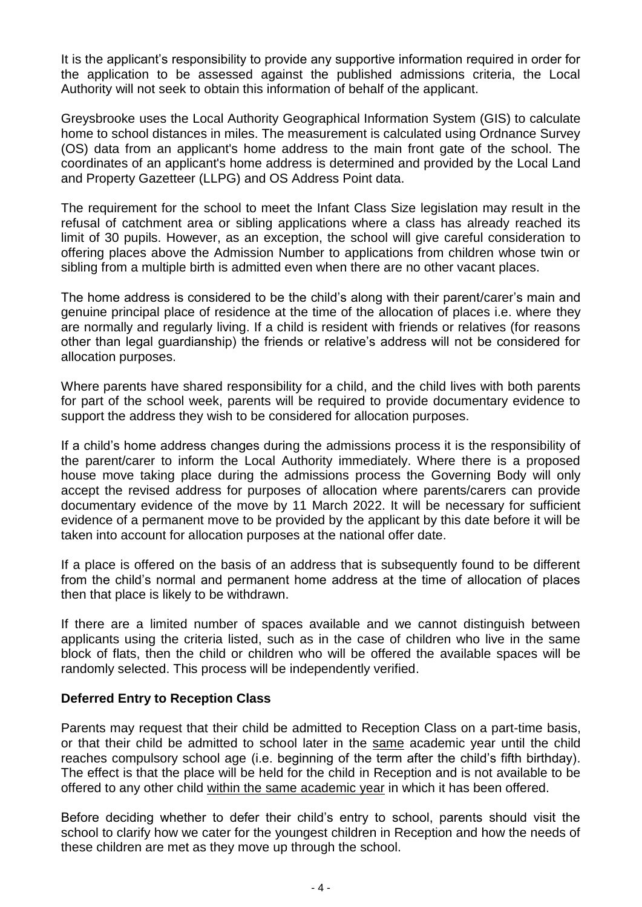It is the applicant's responsibility to provide any supportive information required in order for the application to be assessed against the published admissions criteria, the Local Authority will not seek to obtain this information of behalf of the applicant.

Greysbrooke uses the Local Authority Geographical Information System (GIS) to calculate home to school distances in miles. The measurement is calculated using Ordnance Survey (OS) data from an applicant's home address to the main front gate of the school. The coordinates of an applicant's home address is determined and provided by the Local Land and Property Gazetteer (LLPG) and OS Address Point data.

The requirement for the school to meet the Infant Class Size legislation may result in the refusal of catchment area or sibling applications where a class has already reached its limit of 30 pupils. However, as an exception, the school will give careful consideration to offering places above the Admission Number to applications from children whose twin or sibling from a multiple birth is admitted even when there are no other vacant places.

The home address is considered to be the child's along with their parent/carer's main and genuine principal place of residence at the time of the allocation of places i.e. where they are normally and regularly living. If a child is resident with friends or relatives (for reasons other than legal guardianship) the friends or relative's address will not be considered for allocation purposes.

Where parents have shared responsibility for a child, and the child lives with both parents for part of the school week, parents will be required to provide documentary evidence to support the address they wish to be considered for allocation purposes.

If a child's home address changes during the admissions process it is the responsibility of the parent/carer to inform the Local Authority immediately. Where there is a proposed house move taking place during the admissions process the Governing Body will only accept the revised address for purposes of allocation where parents/carers can provide documentary evidence of the move by 11 March 2022. It will be necessary for sufficient evidence of a permanent move to be provided by the applicant by this date before it will be taken into account for allocation purposes at the national offer date.

If a place is offered on the basis of an address that is subsequently found to be different from the child's normal and permanent home address at the time of allocation of places then that place is likely to be withdrawn.

If there are a limited number of spaces available and we cannot distinguish between applicants using the criteria listed, such as in the case of children who live in the same block of flats, then the child or children who will be offered the available spaces will be randomly selected. This process will be independently verified.

**Deferred Entry to Reception Class**

Parents may request that their child be admitted to Reception Class on a part-time basis, or that their child be admitted to school later in the same academic year until the child reaches compulsory school age (i.e. beginning of the term after the child's fifth birthday). The effect is that the place will be held for the child in Reception and is not available to be offered to any other child within the same academic year in which it has been offered.

Before deciding whether to defer their child's entry to school, parents should visit the school to clarify how we cater for the youngest children in Reception and how the needs of these children are met as they move up through the school.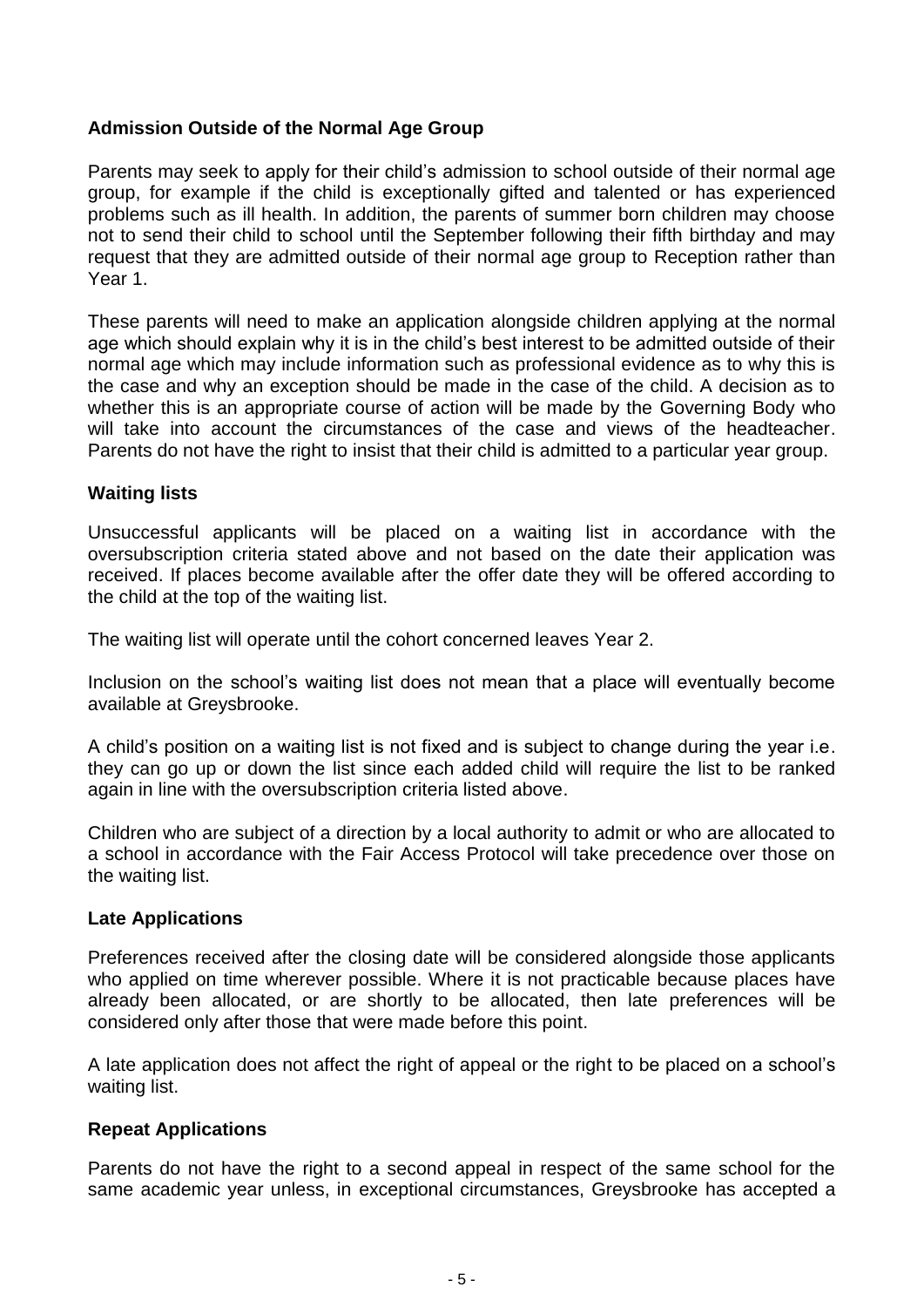### Admission Outside of the Normal Age Group

Parents may seek to apply for their child's admission to school outside of their normal age group, for example if the child is exceptionally gifted and talented or has experienced problems such as ill health. In addition, the parents of summer born children may choose not to send their child to school until the September following their fifth birthday and may request that they are admitted outside of their normal age group to Reception rather than Year 1.

These parents will need to make an application alongside children applying at the normal age which should explain why it is in the child's best interest to be admitted outside of their normal age which may include information such as professional evidence as to why this is the case and why an exception should be made in the case of the child. A decision as to whether this is an appropriate course of action will be made by the Governing Body who will take into account the circumstances of the case and views of the headteacher. Parents do not have the right to insist that their child is admitted to a particular year group.

### Waiting lists

Unsuccessful applicants will be placed on a waiting list in accordance with the oversubscription criteria stated above and not based on the date their application was received. If places become available after the offer date they will be offered according to the child at the top of the waiting list.

The waiting list will operate until the cohort concerned leaves Year 2.

Inclusion on the school's waiting list does not mean that a place will eventually become available at Greysbrooke.

A child's position on a waiting list is not fixed and is subject to change during the year i.e. they can go up or down the list since each added child will require the list to be ranked again in line with the oversubscription criteria listed above.

Children who are subject of a direction by a local authority to admit or who are allocated to a school in accordance with the Fair Access Protocol will take precedence over those on the waiting list.

### Late Applications

Preferences received after the closing date will be considered alongside those applicants who applied on time wherever possible. Where it is not practicable because places have already been allocated, or are shortly to be allocated, then late preferences will be considered only after those that were made before this point.

A late application does not affect the right of appeal or the right to be placed on a school's waiting list.

### Repeat Applications

Parents do not have the right to a second appeal in respect of the same school for the same academic year unless, in exceptional circumstances, Greysbrooke has accepted a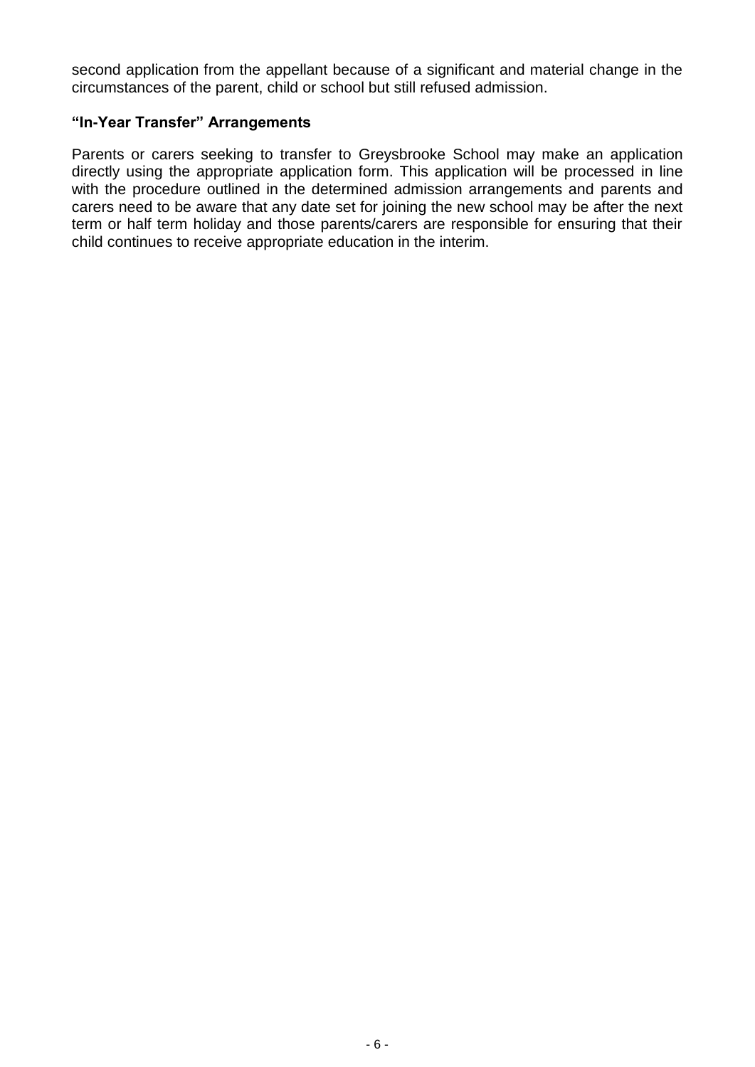second application from the appellant because of a significant and material change in the circumstances of the parent, child or school but still refused admission.

### "In-Year Transfer" Arrangements

Parents or carers seeking to transfer to Greysbrooke School may make an application directly using the appropriate application form. This application will be processed in line with the procedure outlined in the determined admission arrangements and parents and carers need to be aware that any date set for joining the new school may be after the next term or half term holiday and those parents/carers are responsible for ensuring that their child continues to receive appropriate education in the interim.